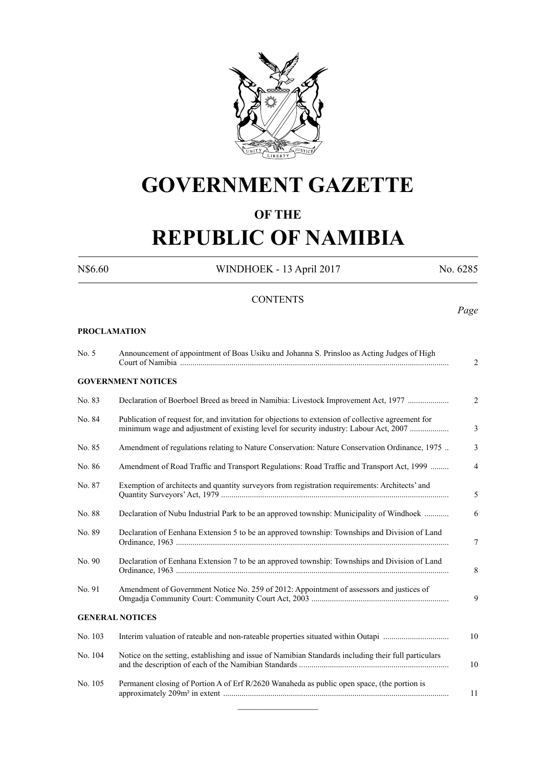# GOVERNMENT GAZETTE

## OF THE

# REPUBLIC OF NAMIBIA

N$6.60 WINDHOEK - 13 April 2017 No. 6285

CONTENTS

*Page*

**PROCLAMATION**

| | | |
|---|---|---|
| No. 5 | Announcement of appointment of Boas Usiku and Johanna S. Prinsloo as Acting Judges of High Court of Namibia | 2 |

**GOVERNMENT NOTICES**

| | | |
|---|---|---|
| No. 83 | Declaration of Boerboel Breed as breed in Namibia: Livestock Improvement Act, 1977 | 2 |
| No. 84 | Publication of request for, and invitation for objections to extension of collective agreement for minimum wage and adjustment of existing level for security industry: Labour Act, 2007 | 3 |
| No. 85 | Amendment of regulations relating to Nature Conservation: Nature Conservation Ordinance, 1975 | 3 |
| No. 86 | Amendment of Road Traffic and Transport Regulations: Road Traffic and Transport Act, 1999 | 4 |
| No. 87 | Exemption of architects and quantity surveyors from registration requirements: Architects' and Quantity Surveyors' Act, 1979 | 5 |
| No. 88 | Declaration of Nubu Industrial Park to be an approved township: Municipality of Windhoek | 6 |
| No. 89 | Declaration of Eenhana Extension 5 to be an approved township: Townships and Division of Land Ordinance, 1963 | 7 |
| No. 90 | Declaration of Eenhana Extension 7 to be an approved township: Townships and Division of Land Ordinance, 1963 | 8 |
| No. 91 | Amendment of Government Notice No. 259 of 2012: Appointment of assessors and justices of Omgadja Community Court: Community Court Act, 2003 | 9 |

**GENERAL NOTICES**

| | | |
|---|---|---|
| No. 103 | Interim valuation of rateable and non-rateable properties situated within Outapi | 10 |
| No. 104 | Notice on the setting, establishing and issue of Namibian Standards including their full particulars and the description of each of the Namibian Standards | 10 |
| No. 105 | Permanent closing of Portion A of Erf R/2620 Wanaheda as public open space, (the portion is approximately 209m² in extent | 11 |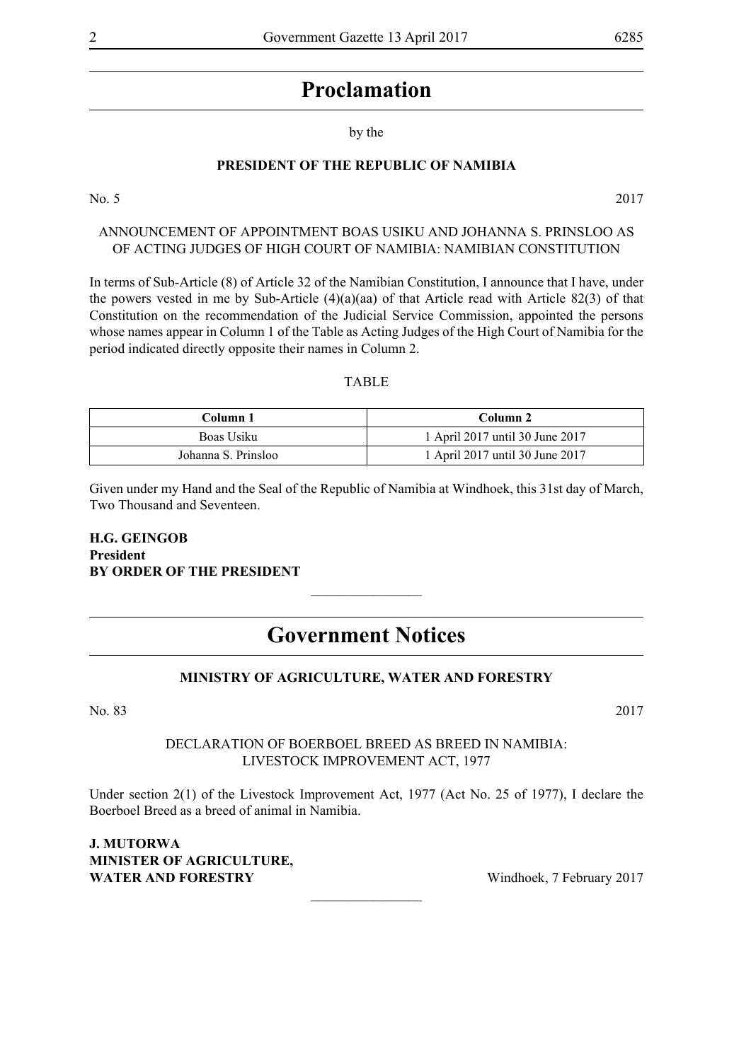# Proclamation

by the

**PRESIDENT OF THE REPUBLIC OF NAMIBIA**

No. 5 2017

ANNOUNCEMENT OF APPOINTMENT BOAS USIKU AND JOHANNA S. PRINSLOO AS OF ACTING JUDGES OF HIGH COURT OF NAMIBIA: NAMIBIAN CONSTITUTION

In terms of Sub-Article (8) of Article 32 of the Namibian Constitution, I announce that I have, under the powers vested in me by Sub-Article (4)(a)(aa) of that Article read with Article 82(3) of that Constitution on the recommendation of the Judicial Service Commission, appointed the persons whose names appear in Column 1 of the Table as Acting Judges of the High Court of Namibia for the period indicated directly opposite their names in Column 2.

TABLE

| Column 1 | Column 2 |
|---|---|
| Boas Usiku | 1 April 2017 until 30 June 2017 |
| Johanna S. Prinsloo | 1 April 2017 until 30 June 2017 |

Given under my Hand and the Seal of the Republic of Namibia at Windhoek, this 31st day of March, Two Thousand and Seventeen.

**H.G. GEINGOB**
**President**
**BY ORDER OF THE PRESIDENT**

---

# Government Notices

**MINISTRY OF AGRICULTURE, WATER AND FORESTRY**

No. 83 2017

DECLARATION OF BOERBOEL BREED AS BREED IN NAMIBIA: LIVESTOCK IMPROVEMENT ACT, 1977

Under section 2(1) of the Livestock Improvement Act, 1977 (Act No. 25 of 1977), I declare the Boerboel Breed as a breed of animal in Namibia.

**J. MUTORWA**
**MINISTER OF AGRICULTURE,**
**WATER AND FORESTRY** Windhoek, 7 February 2017

---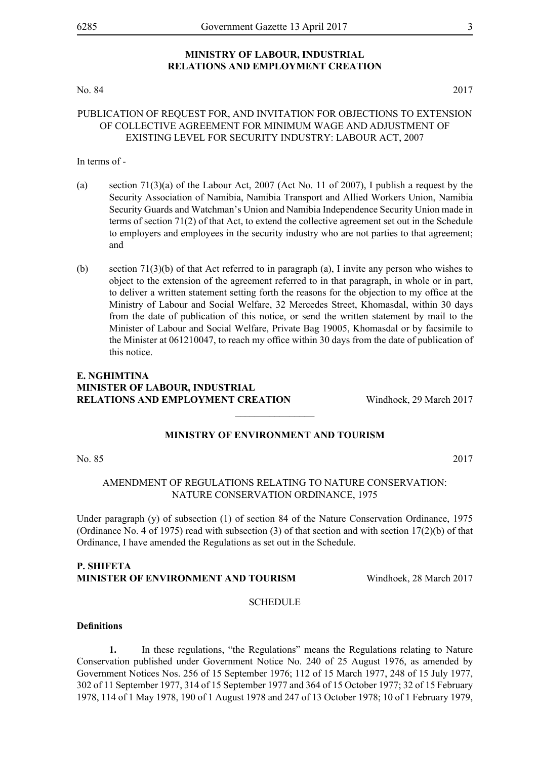## MINISTRY OF LABOUR, INDUSTRIAL RELATIONS AND EMPLOYMENT CREATION

No. 84 2017

PUBLICATION OF REQUEST FOR, AND INVITATION FOR OBJECTIONS TO EXTENSION OF COLLECTIVE AGREEMENT FOR MINIMUM WAGE AND ADJUSTMENT OF EXISTING LEVEL FOR SECURITY INDUSTRY: LABOUR ACT, 2007

In terms of -

(a) section 71(3)(a) of the Labour Act, 2007 (Act No. 11 of 2007), I publish a request by the Security Association of Namibia, Namibia Transport and Allied Workers Union, Namibia Security Guards and Watchman's Union and Namibia Independence Security Union made in terms of section 71(2) of that Act, to extend the collective agreement set out in the Schedule to employers and employees in the security industry who are not parties to that agreement; and

(b) section 71(3)(b) of that Act referred to in paragraph (a), I invite any person who wishes to object to the extension of the agreement referred to in that paragraph, in whole or in part, to deliver a written statement setting forth the reasons for the objection to my office at the Ministry of Labour and Social Welfare, 32 Mercedes Street, Khomasdal, within 30 days from the date of publication of this notice, or send the written statement by mail to the Minister of Labour and Social Welfare, Private Bag 19005, Khomasdal or by facsimile to the Minister at 061210047, to reach my office within 30 days from the date of publication of this notice.

**E. NGHIMTINA**
**MINISTER OF LABOUR, INDUSTRIAL RELATIONS AND EMPLOYMENT CREATION** Windhoek, 29 March 2017

---

## MINISTRY OF ENVIRONMENT AND TOURISM

No. 85 2017

AMENDMENT OF REGULATIONS RELATING TO NATURE CONSERVATION: NATURE CONSERVATION ORDINANCE, 1975

Under paragraph (y) of subsection (1) of section 84 of the Nature Conservation Ordinance, 1975 (Ordinance No. 4 of 1975) read with subsection (3) of that section and with section 17(2)(b) of that Ordinance, I have amended the Regulations as set out in the Schedule.

**P. SHIFETA**
**MINISTER OF ENVIRONMENT AND TOURISM** Windhoek, 28 March 2017

SCHEDULE

**Definitions**

**1.** In these regulations, "the Regulations" means the Regulations relating to Nature Conservation published under Government Notice No. 240 of 25 August 1976, as amended by Government Notices Nos. 256 of 15 September 1976; 112 of 15 March 1977, 248 of 15 July 1977, 302 of 11 September 1977, 314 of 15 September 1977 and 364 of 15 October 1977; 32 of 15 February 1978, 114 of 1 May 1978, 190 of 1 August 1978 and 247 of 13 October 1978; 10 of 1 February 1979,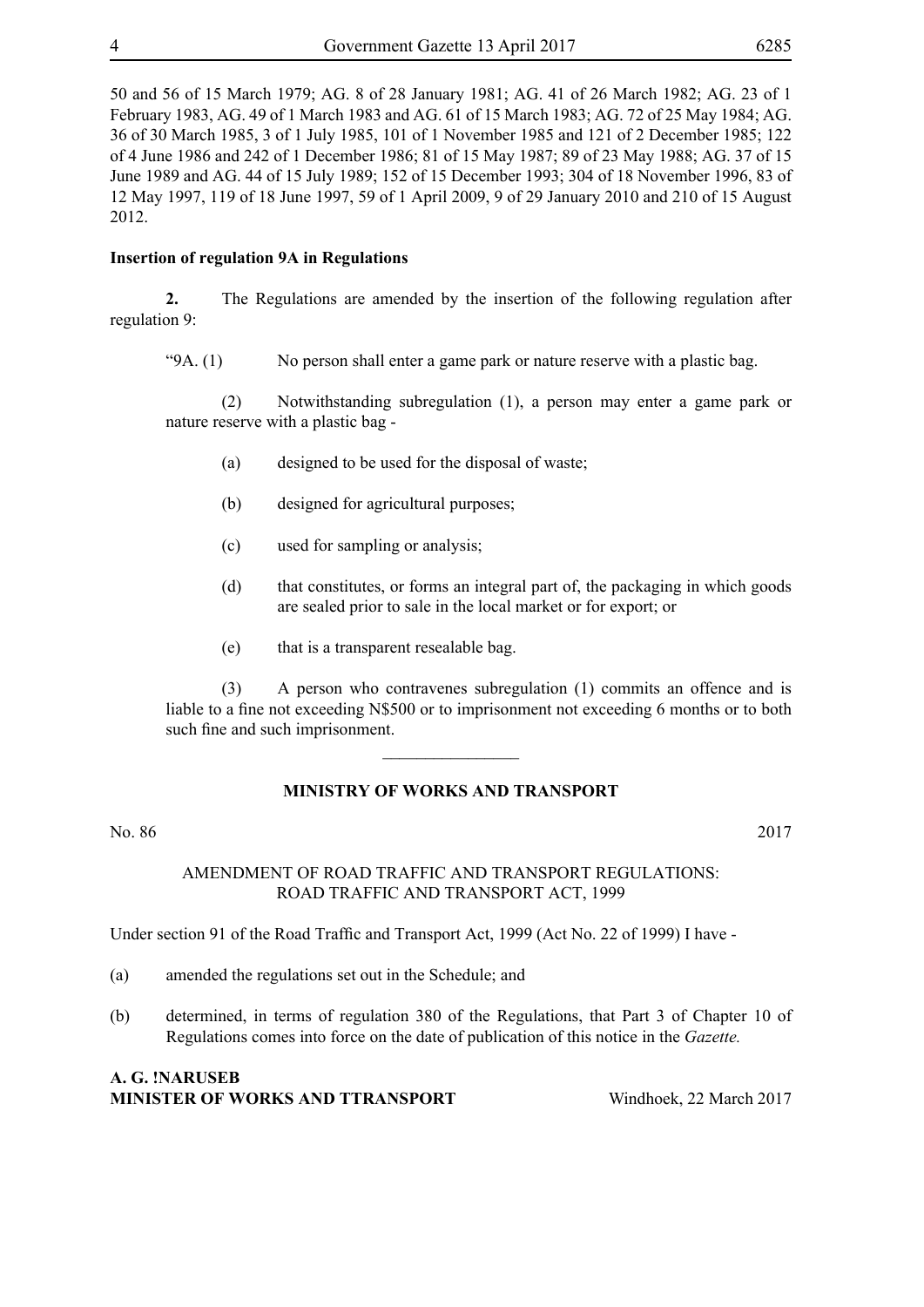50 and 56 of 15 March 1979; AG. 8 of 28 January 1981; AG. 41 of 26 March 1982; AG. 23 of 1 February 1983, AG. 49 of 1 March 1983 and AG. 61 of 15 March 1983; AG. 72 of 25 May 1984; AG. 36 of 30 March 1985, 3 of 1 July 1985, 101 of 1 November 1985 and 121 of 2 December 1985; 122 of 4 June 1986 and 242 of 1 December 1986; 81 of 15 May 1987; 89 of 23 May 1988; AG. 37 of 15 June 1989 and AG. 44 of 15 July 1989; 152 of 15 December 1993; 304 of 18 November 1996, 83 of 12 May 1997, 119 of 18 June 1997, 59 of 1 April 2009, 9 of 29 January 2010 and 210 of 15 August 2012.

**Insertion of regulation 9A in Regulations**

**2.** The Regulations are amended by the insertion of the following regulation after regulation 9:

"9A. (1) No person shall enter a game park or nature reserve with a plastic bag.

(2) Notwithstanding subregulation (1), a person may enter a game park or nature reserve with a plastic bag -

(a) designed to be used for the disposal of waste;

(b) designed for agricultural purposes;

(c) used for sampling or analysis;

(d) that constitutes, or forms an integral part of, the packaging in which goods are sealed prior to sale in the local market or for export; or

(e) that is a transparent resealable bag.

(3) A person who contravenes subregulation (1) commits an offence and is liable to a fine not exceeding N$500 or to imprisonment not exceeding 6 months or to both such fine and such imprisonment.

________________

**MINISTRY OF WORKS AND TRANSPORT**

No. 86 2017

AMENDMENT OF ROAD TRAFFIC AND TRANSPORT REGULATIONS: ROAD TRAFFIC AND TRANSPORT ACT, 1999

Under section 91 of the Road Traffic and Transport Act, 1999 (Act No. 22 of 1999) I have -

(a) amended the regulations set out in the Schedule; and

(b) determined, in terms of regulation 380 of the Regulations, that Part 3 of Chapter 10 of Regulations comes into force on the date of publication of this notice in the *Gazette.*

**A. G. !NARUSEB**
**MINISTER OF WORKS AND TTRANSPORT** Windhoek, 22 March 2017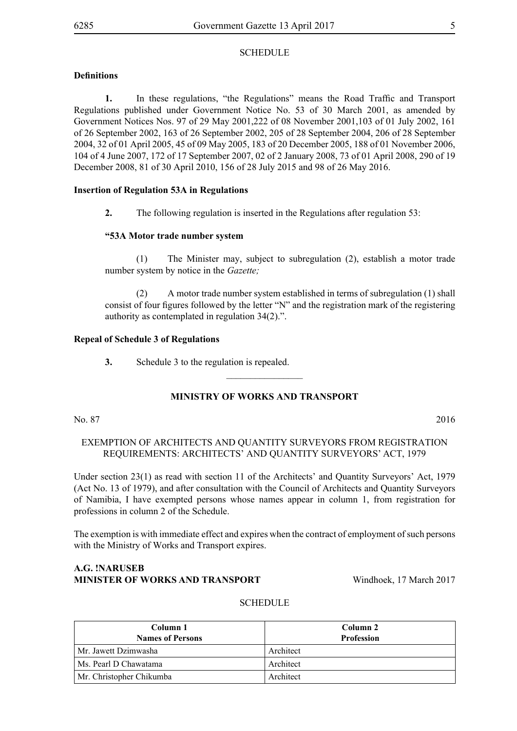SCHEDULE

**Definitions**

**1.** In these regulations, "the Regulations" means the Road Traffic and Transport Regulations published under Government Notice No. 53 of 30 March 2001, as amended by Government Notices Nos. 97 of 29 May 2001,222 of 08 November 2001,103 of 01 July 2002, 161 of 26 September 2002, 163 of 26 September 2002, 205 of 28 September 2004, 206 of 28 September 2004, 32 of 01 April 2005, 45 of 09 May 2005, 183 of 20 December 2005, 188 of 01 November 2006, 104 of 4 June 2007, 172 of 17 September 2007, 02 of 2 January 2008, 73 of 01 April 2008, 290 of 19 December 2008, 81 of 30 April 2010, 156 of 28 July 2015 and 98 of 26 May 2016.

**Insertion of Regulation 53A in Regulations**

**2.** The following regulation is inserted in the Regulations after regulation 53:

**"53A Motor trade number system**

(1) The Minister may, subject to subregulation (2), establish a motor trade number system by notice in the *Gazette;*

(2) A motor trade number system established in terms of subregulation (1) shall consist of four figures followed by the letter "N" and the registration mark of the registering authority as contemplated in regulation 34(2).".

**Repeal of Schedule 3 of Regulations**

**3.** Schedule 3 to the regulation is repealed.

________________

**MINISTRY OF WORKS AND TRANSPORT**

No. 87 2016

EXEMPTION OF ARCHITECTS AND QUANTITY SURVEYORS FROM REGISTRATION REQUIREMENTS: ARCHITECTS' AND QUANTITY SURVEYORS' ACT, 1979

Under section 23(1) as read with section 11 of the Architects' and Quantity Surveyors' Act, 1979 (Act No. 13 of 1979), and after consultation with the Council of Architects and Quantity Surveyors of Namibia, I have exempted persons whose names appear in column 1, from registration for professions in column 2 of the Schedule.

The exemption is with immediate effect and expires when the contract of employment of such persons with the Ministry of Works and Transport expires.

**A.G. !NARUSEB**
**MINISTER OF WORKS AND TRANSPORT** Windhoek, 17 March 2017

SCHEDULE

| Column 1<br>Names of Persons | Column 2<br>Profession |
|---|---|
| Mr. Jawett Dzimwasha | Architect |
| Ms. Pearl D Chawatama | Architect |
| Mr. Christopher Chikumba | Architect |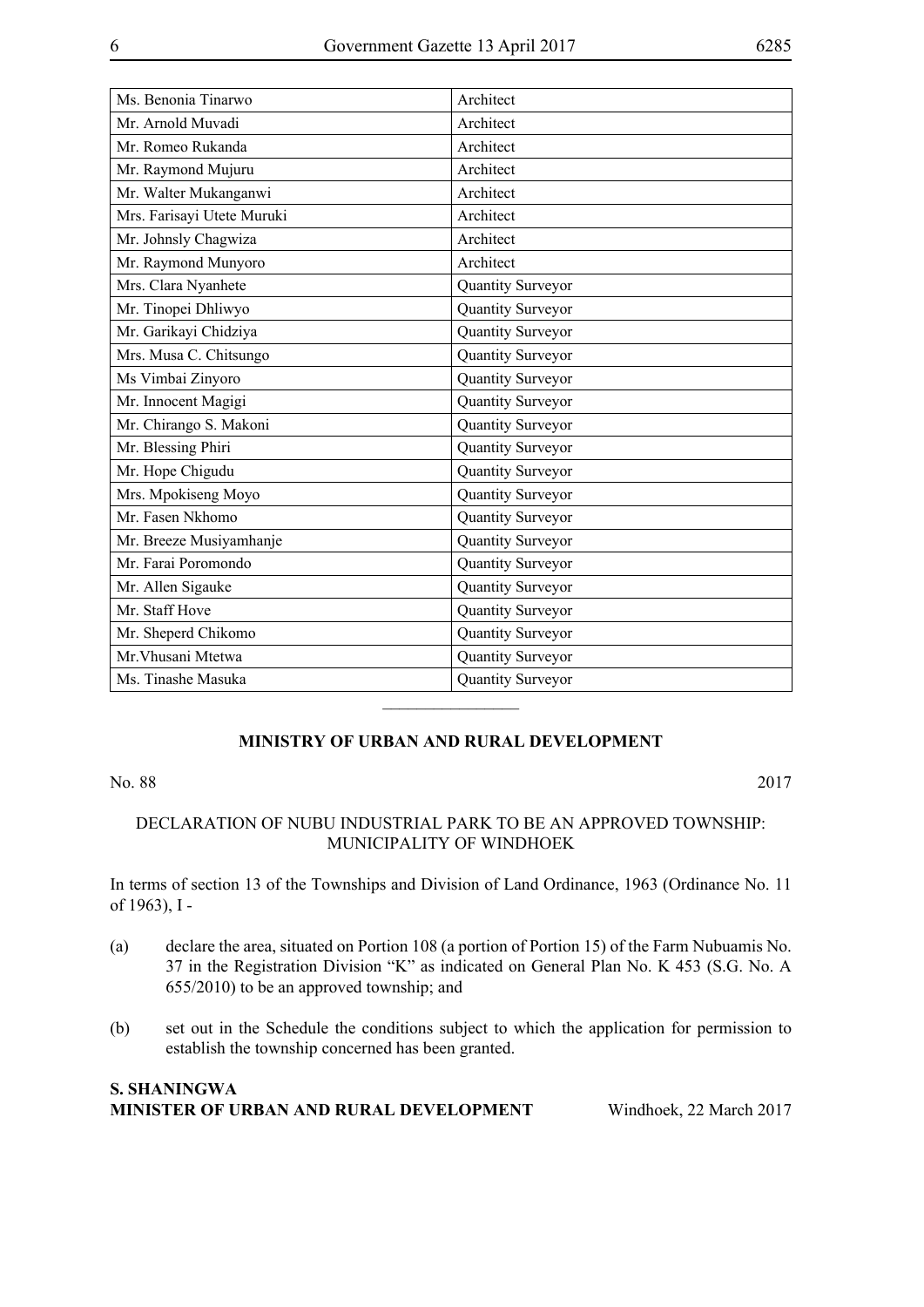| | |
|---|---|
| Ms. Benonia Tinarwo | Architect |
| Mr. Arnold Muvadi | Architect |
| Mr. Romeo Rukanda | Architect |
| Mr. Raymond Mujuru | Architect |
| Mr. Walter Mukanganwi | Architect |
| Mrs. Farisayi Utete Muruki | Architect |
| Mr. Johnsly Chagwiza | Architect |
| Mr. Raymond Munyoro | Architect |
| Mrs. Clara Nyanhete | Quantity Surveyor |
| Mr. Tinopei Dhliwyo | Quantity Surveyor |
| Mr. Garikayi Chidziya | Quantity Surveyor |
| Mrs. Musa C. Chitsungo | Quantity Surveyor |
| Ms Vimbai Zinyoro | Quantity Surveyor |
| Mr. Innocent Magigi | Quantity Surveyor |
| Mr. Chirango S. Makoni | Quantity Surveyor |
| Mr. Blessing Phiri | Quantity Surveyor |
| Mr. Hope Chigudu | Quantity Surveyor |
| Mrs. Mpokiseng Moyo | Quantity Surveyor |
| Mr. Fasen Nkhomo | Quantity Surveyor |
| Mr. Breeze Musiyamhanje | Quantity Surveyor |
| Mr. Farai Poromondo | Quantity Surveyor |
| Mr. Allen Sigauke | Quantity Surveyor |
| Mr. Staff Hove | Quantity Surveyor |
| Mr. Sheperd Chikomo | Quantity Surveyor |
| Mr.Vhusani Mtetwa | Quantity Surveyor |
| Ms. Tinashe Masuka | Quantity Surveyor |

---

## MINISTRY OF URBAN AND RURAL DEVELOPMENT

No. 88 2017

DECLARATION OF NUBU INDUSTRIAL PARK TO BE AN APPROVED TOWNSHIP: MUNICIPALITY OF WINDHOEK

In terms of section 13 of the Townships and Division of Land Ordinance, 1963 (Ordinance No. 11 of 1963), I -

(a) declare the area, situated on Portion 108 (a portion of Portion 15) of the Farm Nubuamis No. 37 in the Registration Division "K" as indicated on General Plan No. K 453 (S.G. No. A 655/2010) to be an approved township; and

(b) set out in the Schedule the conditions subject to which the application for permission to establish the township concerned has been granted.

**S. SHANINGWA**
**MINISTER OF URBAN AND RURAL DEVELOPMENT** Windhoek, 22 March 2017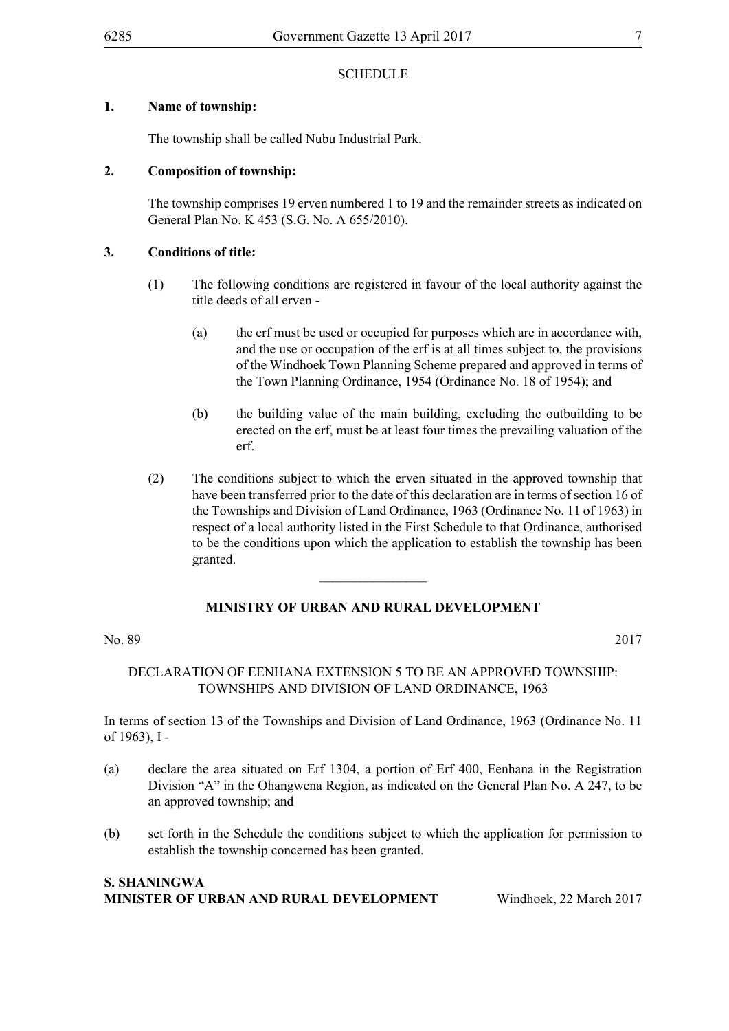SCHEDULE

**1. Name of township:**

The township shall be called Nubu Industrial Park.

**2. Composition of township:**

The township comprises 19 erven numbered 1 to 19 and the remainder streets as indicated on General Plan No. K 453 (S.G. No. A 655/2010).

**3. Conditions of title:**

(1) The following conditions are registered in favour of the local authority against the title deeds of all erven -

(a) the erf must be used or occupied for purposes which are in accordance with, and the use or occupation of the erf is at all times subject to, the provisions of the Windhoek Town Planning Scheme prepared and approved in terms of the Town Planning Ordinance, 1954 (Ordinance No. 18 of 1954); and

(b) the building value of the main building, excluding the outbuilding to be erected on the erf, must be at least four times the prevailing valuation of the erf.

(2) The conditions subject to which the erven situated in the approved township that have been transferred prior to the date of this declaration are in terms of section 16 of the Townships and Division of Land Ordinance, 1963 (Ordinance No. 11 of 1963) in respect of a local authority listed in the First Schedule to that Ordinance, authorised to be the conditions upon which the application to establish the township has been granted.

---

**MINISTRY OF URBAN AND RURAL DEVELOPMENT**

No. 89 2017

DECLARATION OF EENHANA EXTENSION 5 TO BE AN APPROVED TOWNSHIP: TOWNSHIPS AND DIVISION OF LAND ORDINANCE, 1963

In terms of section 13 of the Townships and Division of Land Ordinance, 1963 (Ordinance No. 11 of 1963), I -

(a) declare the area situated on Erf 1304, a portion of Erf 400, Eenhana in the Registration Division "A" in the Ohangwena Region, as indicated on the General Plan No. A 247, to be an approved township; and

(b) set forth in the Schedule the conditions subject to which the application for permission to establish the township concerned has been granted.

**S. SHANINGWA**
**MINISTER OF URBAN AND RURAL DEVELOPMENT** Windhoek, 22 March 2017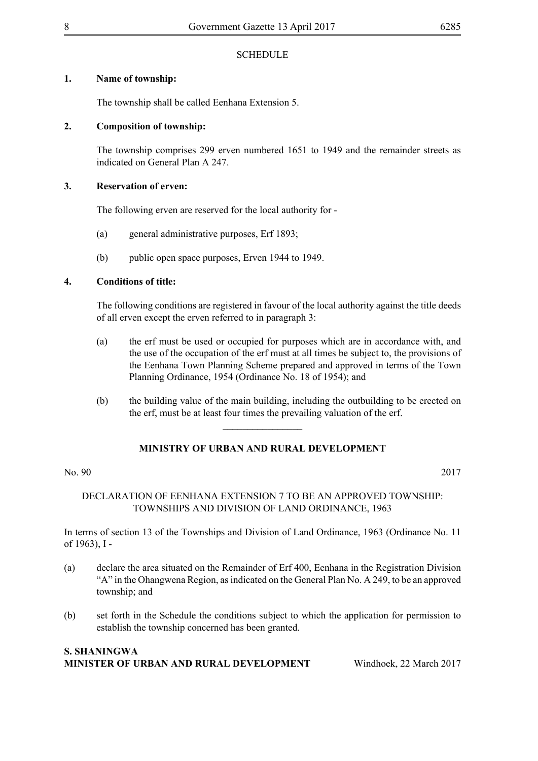SCHEDULE

**1. Name of township:**

The township shall be called Eenhana Extension 5.

**2. Composition of township:**

The township comprises 299 erven numbered 1651 to 1949 and the remainder streets as indicated on General Plan A 247.

**3. Reservation of erven:**

The following erven are reserved for the local authority for -

(a) general administrative purposes, Erf 1893;

(b) public open space purposes, Erven 1944 to 1949.

**4. Conditions of title:**

The following conditions are registered in favour of the local authority against the title deeds of all erven except the erven referred to in paragraph 3:

(a) the erf must be used or occupied for purposes which are in accordance with, and the use of the occupation of the erf must at all times be subject to, the provisions of the Eenhana Town Planning Scheme prepared and approved in terms of the Town Planning Ordinance, 1954 (Ordinance No. 18 of 1954); and

(b) the building value of the main building, including the outbuilding to be erected on the erf, must be at least four times the prevailing valuation of the erf.

________________

**MINISTRY OF URBAN AND RURAL DEVELOPMENT**

No. 90 2017

DECLARATION OF EENHANA EXTENSION 7 TO BE AN APPROVED TOWNSHIP: TOWNSHIPS AND DIVISION OF LAND ORDINANCE, 1963

In terms of section 13 of the Townships and Division of Land Ordinance, 1963 (Ordinance No. 11 of 1963), I -

(a) declare the area situated on the Remainder of Erf 400, Eenhana in the Registration Division "A" in the Ohangwena Region, as indicated on the General Plan No. A 249, to be an approved township; and

(b) set forth in the Schedule the conditions subject to which the application for permission to establish the township concerned has been granted.

**S. SHANINGWA**
**MINISTER OF URBAN AND RURAL DEVELOPMENT** Windhoek, 22 March 2017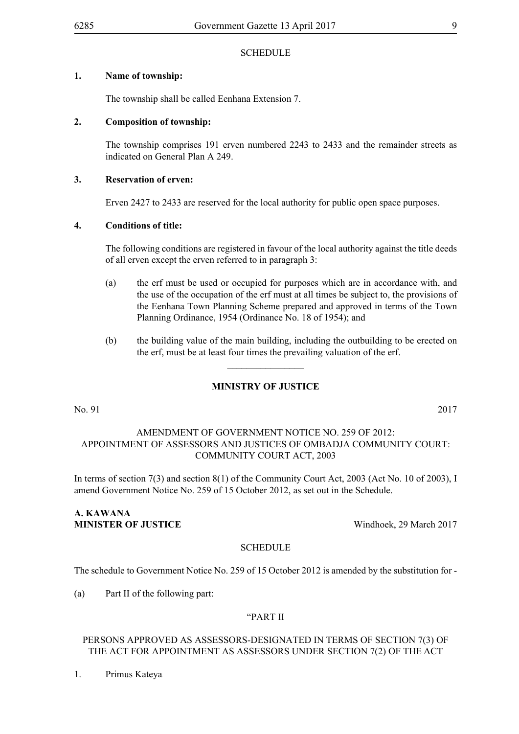SCHEDULE

**1. Name of township:**

The township shall be called Eenhana Extension 7.

**2. Composition of township:**

The township comprises 191 erven numbered 2243 to 2433 and the remainder streets as indicated on General Plan A 249.

**3. Reservation of erven:**

Erven 2427 to 2433 are reserved for the local authority for public open space purposes.

**4. Conditions of title:**

The following conditions are registered in favour of the local authority against the title deeds of all erven except the erven referred to in paragraph 3:

(a) the erf must be used or occupied for purposes which are in accordance with, and the use of the occupation of the erf must at all times be subject to, the provisions of the Eenhana Town Planning Scheme prepared and approved in terms of the Town Planning Ordinance, 1954 (Ordinance No. 18 of 1954); and

(b) the building value of the main building, including the outbuilding to be erected on the erf, must be at least four times the prevailing valuation of the erf.

---

**MINISTRY OF JUSTICE**

No. 91 2017

AMENDMENT OF GOVERNMENT NOTICE NO. 259 OF 2012: APPOINTMENT OF ASSESSORS AND JUSTICES OF OMBADJA COMMUNITY COURT: COMMUNITY COURT ACT, 2003

In terms of section 7(3) and section 8(1) of the Community Court Act, 2003 (Act No. 10 of 2003), I amend Government Notice No. 259 of 15 October 2012, as set out in the Schedule.

**A. KAWANA**
**MINISTER OF JUSTICE** Windhoek, 29 March 2017

SCHEDULE

The schedule to Government Notice No. 259 of 15 October 2012 is amended by the substitution for -

(a) Part II of the following part:

"PART II

PERSONS APPROVED AS ASSESSORS-DESIGNATED IN TERMS OF SECTION 7(3) OF THE ACT FOR APPOINTMENT AS ASSESSORS UNDER SECTION 7(2) OF THE ACT

1. Primus Kateya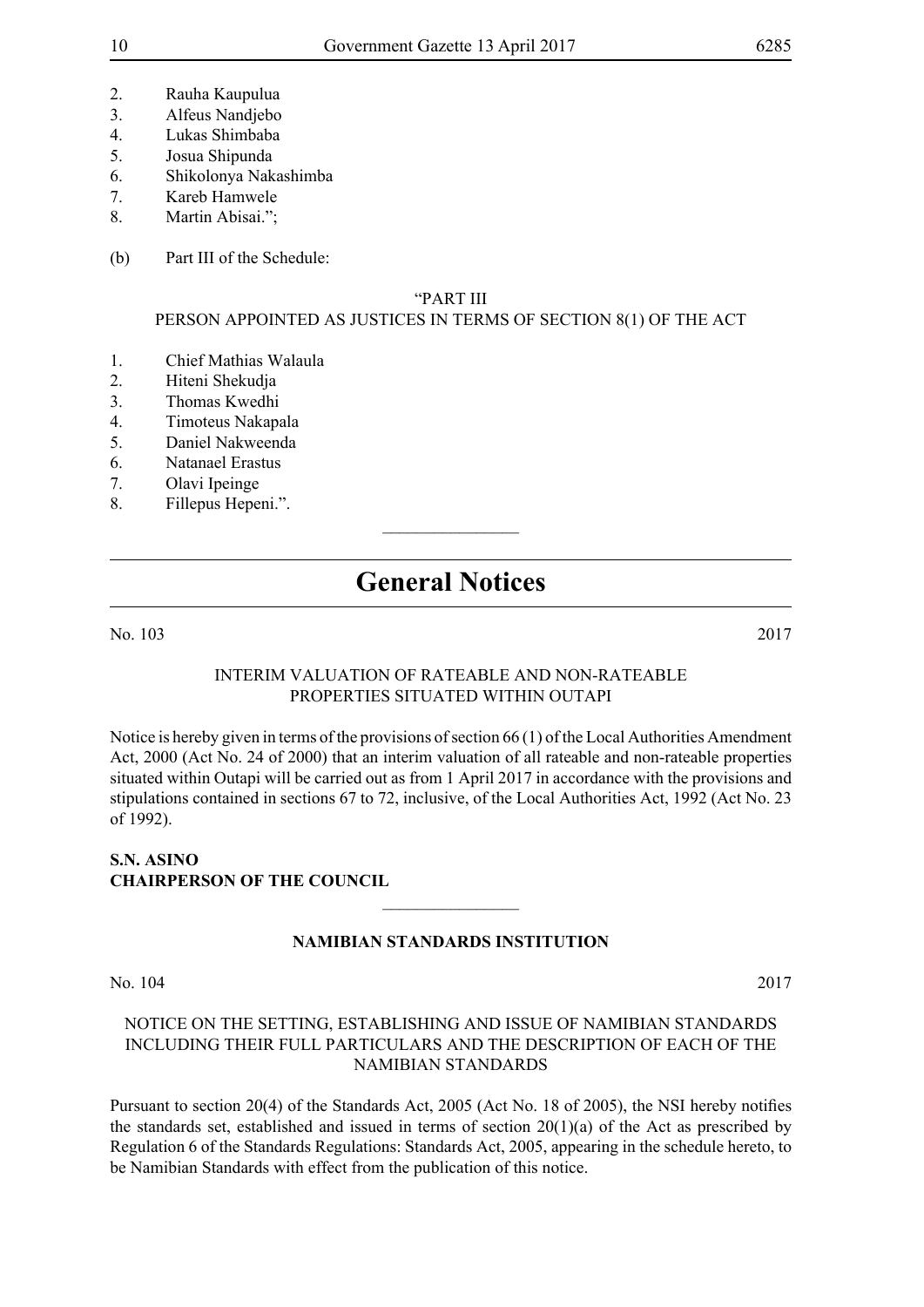2. Rauha Kaupulua
3. Alfeus Nandjebo
4. Lukas Shimbaba
5. Josua Shipunda
6. Shikolonya Nakashimba
7. Kareb Hamwele
8. Martin Abisai.";

(b) Part III of the Schedule:

"PART III
PERSON APPOINTED AS JUSTICES IN TERMS OF SECTION 8(1) OF THE ACT

1. Chief Mathias Walaula
2. Hiteni Shekudja
3. Thomas Kwedhi
4. Timoteus Nakapala
5. Daniel Nakweenda
6. Natanael Erastus
7. Olavi Ipeinge
8. Fillepus Hepeni.".

________________

# General Notices

No. 103 2017

INTERIM VALUATION OF RATEABLE AND NON-RATEABLE PROPERTIES SITUATED WITHIN OUTAPI

Notice is hereby given in terms of the provisions of section 66 (1) of the Local Authorities Amendment Act, 2000 (Act No. 24 of 2000) that an interim valuation of all rateable and non-rateable properties situated within Outapi will be carried out as from 1 April 2017 in accordance with the provisions and stipulations contained in sections 67 to 72, inclusive, of the Local Authorities Act, 1992 (Act No. 23 of 1992).

**S.N. ASINO**
**CHAIRPERSON OF THE COUNCIL**

________________

**NAMIBIAN STANDARDS INSTITUTION**

No. 104 2017

NOTICE ON THE SETTING, ESTABLISHING AND ISSUE OF NAMIBIAN STANDARDS INCLUDING THEIR FULL PARTICULARS AND THE DESCRIPTION OF EACH OF THE NAMIBIAN STANDARDS

Pursuant to section 20(4) of the Standards Act, 2005 (Act No. 18 of 2005), the NSI hereby notifies the standards set, established and issued in terms of section 20(1)(a) of the Act as prescribed by Regulation 6 of the Standards Regulations: Standards Act, 2005, appearing in the schedule hereto, to be Namibian Standards with effect from the publication of this notice.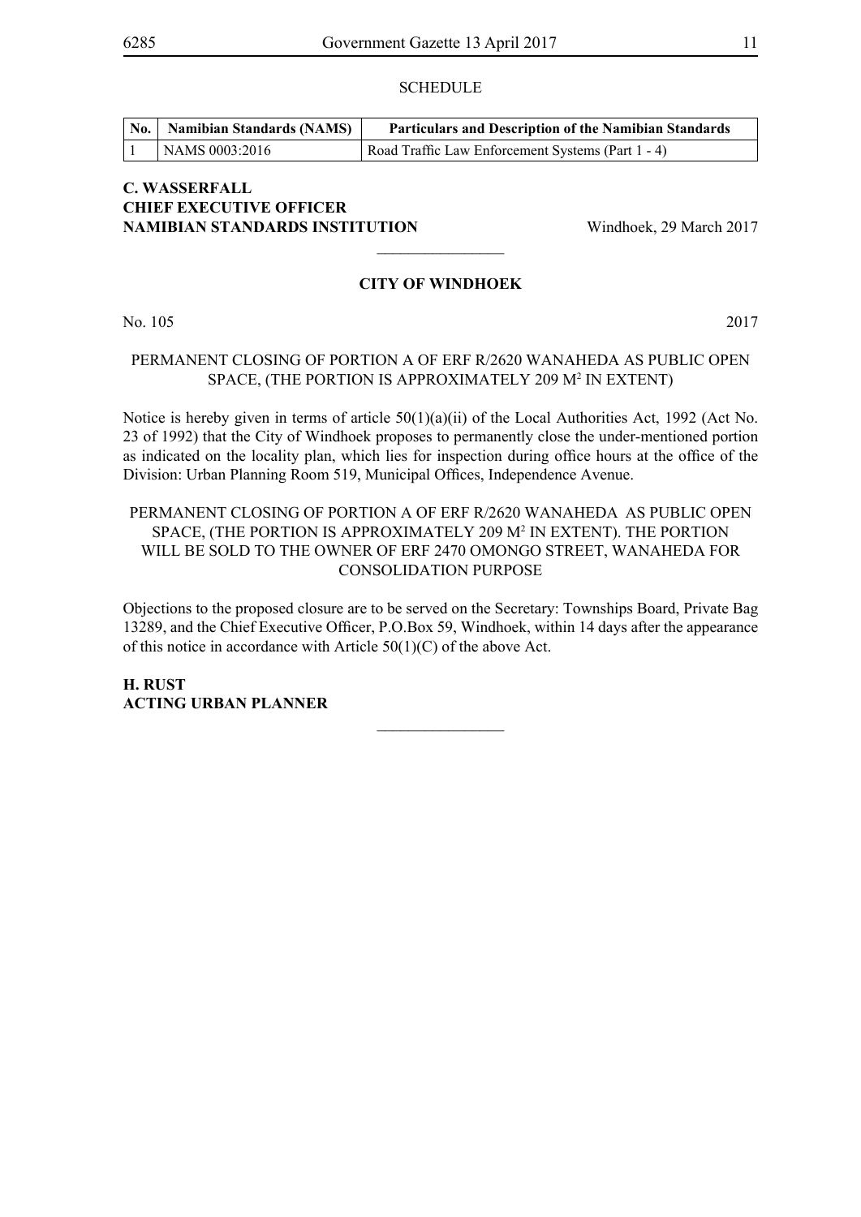SCHEDULE

| No. | Namibian Standards (NAMS) | Particulars and Description of the Namibian Standards |
|---|---|---|
| 1 | NAMS 0003:2016 | Road Traffic Law Enforcement Systems (Part 1 - 4) |

**C. WASSERFALL**
**CHIEF EXECUTIVE OFFICER**
**NAMIBIAN STANDARDS INSTITUTION** Windhoek, 29 March 2017

---

## CITY OF WINDHOEK

No. 105 2017

PERMANENT CLOSING OF PORTION A OF ERF R/2620 WANAHEDA AS PUBLIC OPEN SPACE, (THE PORTION IS APPROXIMATELY 209 $M^2$ IN EXTENT)

Notice is hereby given in terms of article 50(1)(a)(ii) of the Local Authorities Act, 1992 (Act No. 23 of 1992) that the City of Windhoek proposes to permanently close the under-mentioned portion as indicated on the locality plan, which lies for inspection during office hours at the office of the Division: Urban Planning Room 519, Municipal Offices, Independence Avenue.

PERMANENT CLOSING OF PORTION A OF ERF R/2620 WANAHEDA AS PUBLIC OPEN SPACE, (THE PORTION IS APPROXIMATELY 209 $M^2$ IN EXTENT). THE PORTION WILL BE SOLD TO THE OWNER OF ERF 2470 OMONGO STREET, WANAHEDA FOR CONSOLIDATION PURPOSE

Objections to the proposed closure are to be served on the Secretary: Townships Board, Private Bag 13289, and the Chief Executive Officer, P.O.Box 59, Windhoek, within 14 days after the appearance of this notice in accordance with Article 50(1)(C) of the above Act.

**H. RUST**
**ACTING URBAN PLANNER**

---